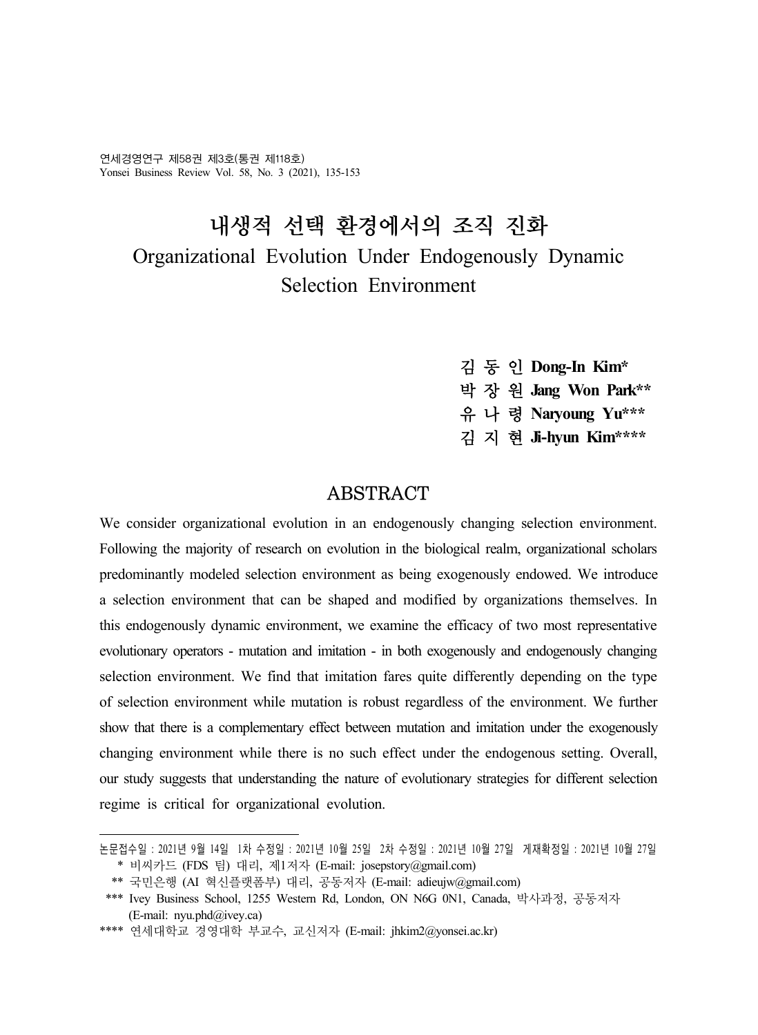# 내생적 선택 환경에서의 조직 진화

# Organizational Evolution Under Endogenously Dynamic Selection Environment

김 동 인 **Dong-In Kim***
박 장 원 **Jang Won Park****
유 나 령 **Naryoung Yu*****
김 지 현 **Ji-hyun Kim******

## ABSTRACT

We consider organizational evolution in an endogenously changing selection environment. Following the majority of research on evolution in the biological realm, organizational scholars predominantly modeled selection environment as being exogenously endowed. We introduce a selection environment that can be shaped and modified by organizations themselves. In this endogenously dynamic environment, we examine the efficacy of two most representative evolutionary operators - mutation and imitation - in both exogenously and endogenously changing selection environment. We find that imitation fares quite differently depending on the type of selection environment while mutation is robust regardless of the environment. We further show that there is a complementary effect between mutation and imitation under the exogenously changing environment while there is no such effect under the endogenous setting. Overall, our study suggests that understanding the nature of evolutionary strategies for different selection regime is critical for organizational evolution.

---

논문접수일 : 2021년 9월 14일 1차 수정일 : 2021년 10월 25일 2차 수정일 : 2021년 10월 27일 게재확정일 : 2021년 10월 27일

\* 비씨카드 (FDS 팀) 대리, 제1저자 (E-mail: josepstory@gmail.com)

\*\* 국민은행 (AI 혁신플랫폼부) 대리, 공동저자 (E-mail: adieujw@gmail.com)

\*\*\* Ivey Business School, 1255 Western Rd, London, ON N6G 0N1, Canada, 박사과정, 공동저자 (E-mail: nyu.phd@ivey.ca)

\*\*\*\* 연세대학교 경영대학 부교수, 교신저자 (E-mail: jhkim2@yonsei.ac.kr)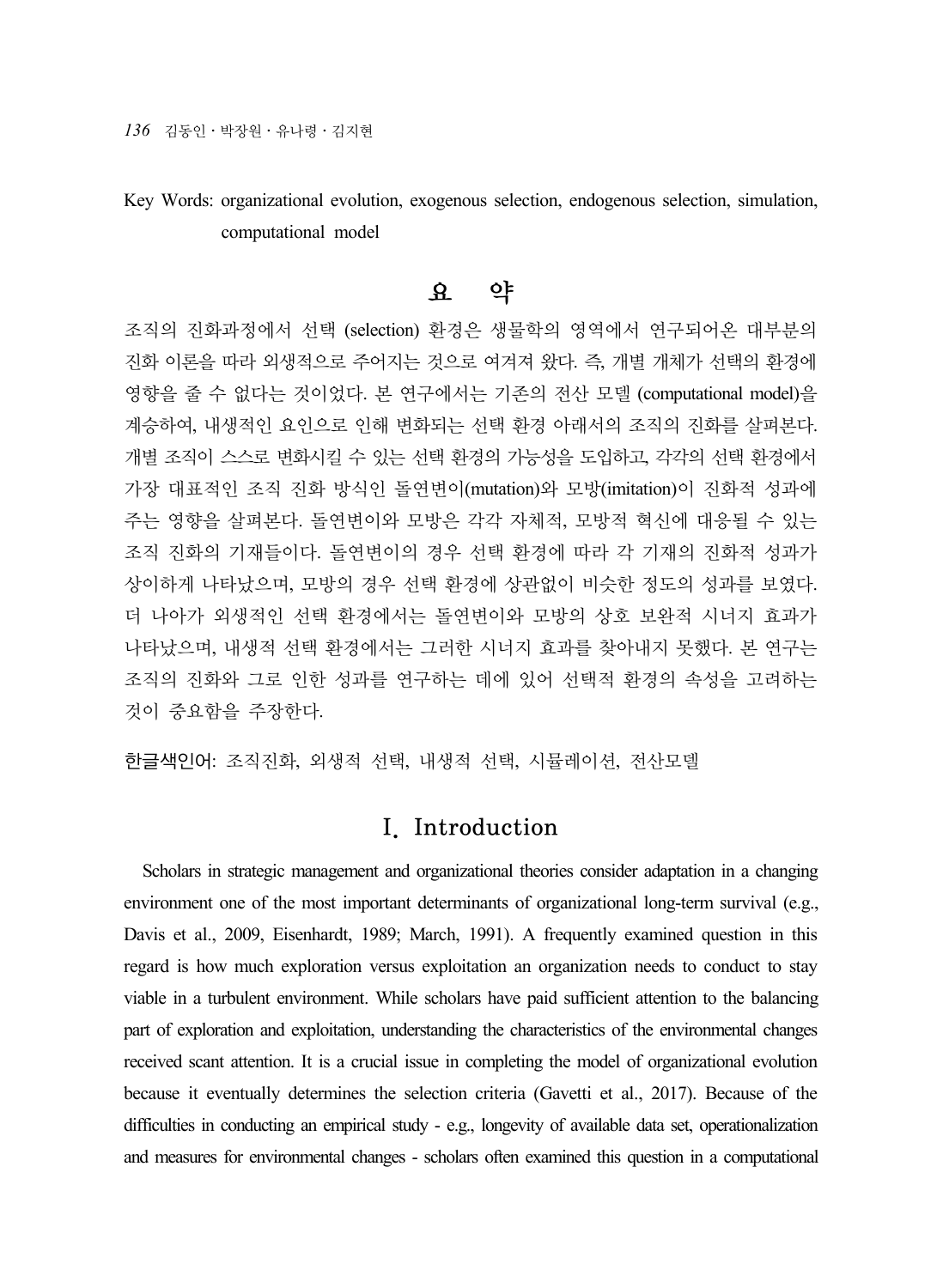Key Words: organizational evolution, exogenous selection, endogenous selection, simulation, computational model

## 요 약

조직의 진화과정에서 선택 (selection) 환경은 생물학의 영역에서 연구되어온 대부분의 진화 이론을 따라 외생적으로 주어지는 것으로 여겨져 왔다. 즉, 개별 개체가 선택의 환경에 영향을 줄 수 없다는 것이었다. 본 연구에서는 기존의 전산 모델 (computational model)을 계승하여, 내생적인 요인으로 인해 변화되는 선택 환경 아래서의 조직의 진화를 살펴본다. 개별 조직이 스스로 변화시킬 수 있는 선택 환경의 가능성을 도입하고, 각각의 선택 환경에서 가장 대표적인 조직 진화 방식인 돌연변이(mutation)와 모방(imitation)이 진화적 성과에 주는 영향을 살펴본다. 돌연변이와 모방은 각각 자체적, 모방적 혁신에 대응될 수 있는 조직 진화의 기재들이다. 돌연변이의 경우 선택 환경에 따라 각 기재의 진화적 성과가 상이하게 나타났으며, 모방의 경우 선택 환경에 상관없이 비슷한 정도의 성과를 보였다. 더 나아가 외생적인 선택 환경에서는 돌연변이와 모방의 상호 보완적 시너지 효과가 나타났으며, 내생적 선택 환경에서는 그러한 시너지 효과를 찾아내지 못했다. 본 연구는 조직의 진화와 그로 인한 성과를 연구하는 데에 있어 선택적 환경의 속성을 고려하는 것이 중요함을 주장한다.

한글색인어: 조직진화, 외생적 선택, 내생적 선택, 시뮬레이션, 전산모델

## Ⅰ. Introduction

Scholars in strategic management and organizational theories consider adaptation in a changing environment one of the most important determinants of organizational long-term survival (e.g., Davis et al., 2009, Eisenhardt, 1989; March, 1991). A frequently examined question in this regard is how much exploration versus exploitation an organization needs to conduct to stay viable in a turbulent environment. While scholars have paid sufficient attention to the balancing part of exploration and exploitation, understanding the characteristics of the environmental changes received scant attention. It is a crucial issue in completing the model of organizational evolution because it eventually determines the selection criteria (Gavetti et al., 2017). Because of the difficulties in conducting an empirical study - e.g., longevity of available data set, operationalization and measures for environmental changes - scholars often examined this question in a computational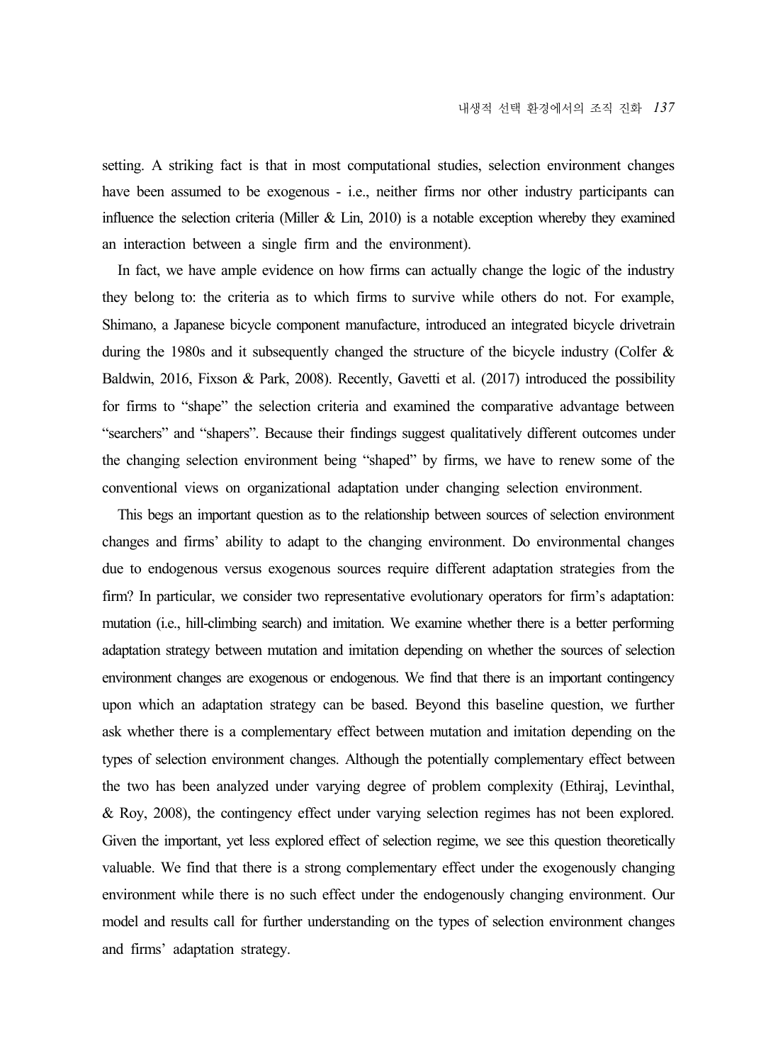setting. A striking fact is that in most computational studies, selection environment changes have been assumed to be exogenous - i.e., neither firms nor other industry participants can influence the selection criteria (Miller & Lin, 2010) is a notable exception whereby they examined an interaction between a single firm and the environment).

In fact, we have ample evidence on how firms can actually change the logic of the industry they belong to: the criteria as to which firms to survive while others do not. For example, Shimano, a Japanese bicycle component manufacture, introduced an integrated bicycle drivetrain during the 1980s and it subsequently changed the structure of the bicycle industry (Colfer & Baldwin, 2016, Fixson & Park, 2008). Recently, Gavetti et al. (2017) introduced the possibility for firms to "shape" the selection criteria and examined the comparative advantage between "searchers" and "shapers". Because their findings suggest qualitatively different outcomes under the changing selection environment being "shaped" by firms, we have to renew some of the conventional views on organizational adaptation under changing selection environment.

This begs an important question as to the relationship between sources of selection environment changes and firms' ability to adapt to the changing environment. Do environmental changes due to endogenous versus exogenous sources require different adaptation strategies from the firm? In particular, we consider two representative evolutionary operators for firm's adaptation: mutation (i.e., hill-climbing search) and imitation. We examine whether there is a better performing adaptation strategy between mutation and imitation depending on whether the sources of selection environment changes are exogenous or endogenous. We find that there is an important contingency upon which an adaptation strategy can be based. Beyond this baseline question, we further ask whether there is a complementary effect between mutation and imitation depending on the types of selection environment changes. Although the potentially complementary effect between the two has been analyzed under varying degree of problem complexity (Ethiraj, Levinthal, & Roy, 2008), the contingency effect under varying selection regimes has not been explored. Given the important, yet less explored effect of selection regime, we see this question theoretically valuable. We find that there is a strong complementary effect under the exogenously changing environment while there is no such effect under the endogenously changing environment. Our model and results call for further understanding on the types of selection environment changes and firms' adaptation strategy.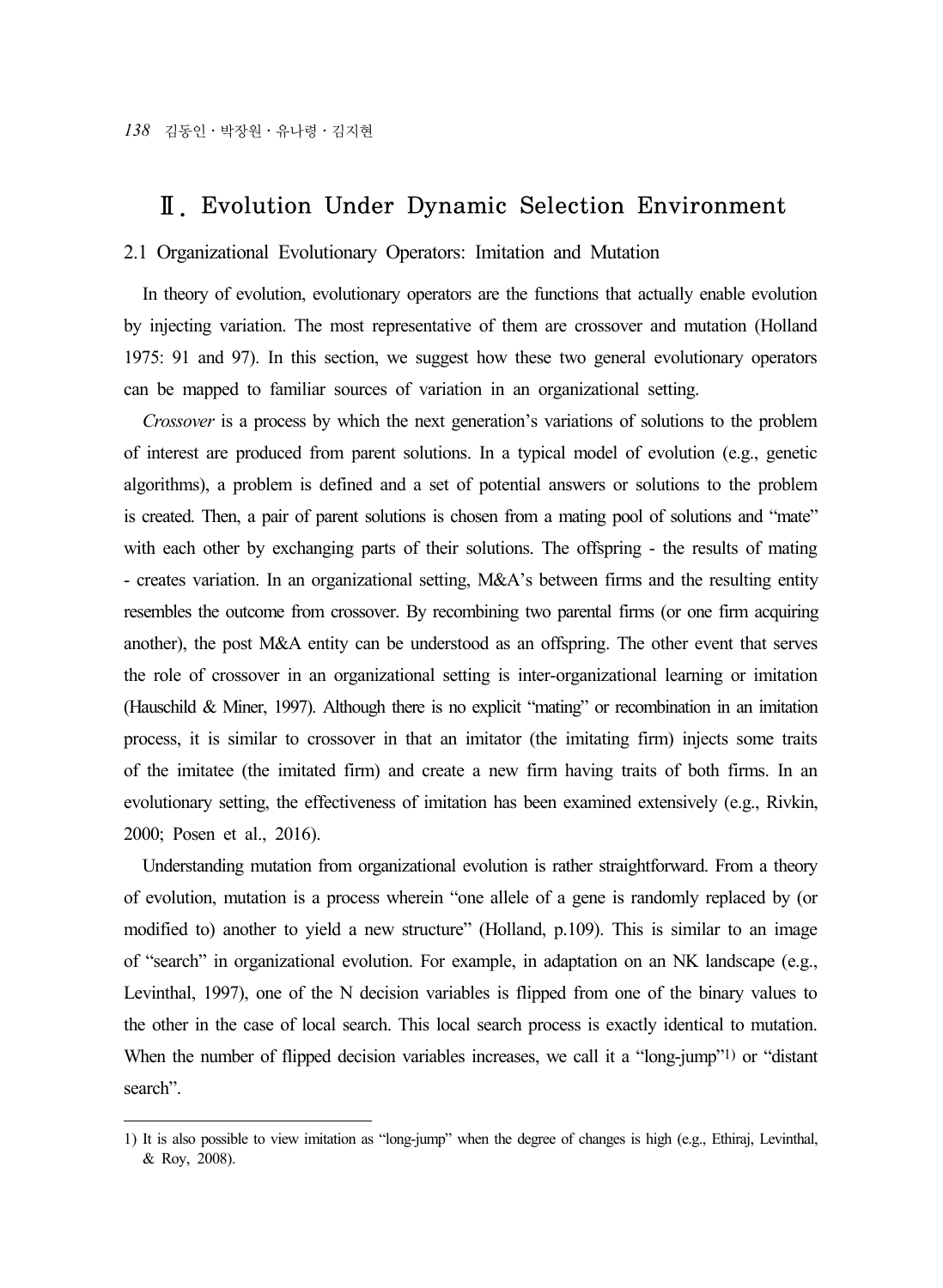# Ⅱ. Evolution Under Dynamic Selection Environment

## 2.1 Organizational Evolutionary Operators: Imitation and Mutation

In theory of evolution, evolutionary operators are the functions that actually enable evolution by injecting variation. The most representative of them are crossover and mutation (Holland 1975: 91 and 97). In this section, we suggest how these two general evolutionary operators can be mapped to familiar sources of variation in an organizational setting.

*Crossover* is a process by which the next generation's variations of solutions to the problem of interest are produced from parent solutions. In a typical model of evolution (e.g., genetic algorithms), a problem is defined and a set of potential answers or solutions to the problem is created. Then, a pair of parent solutions is chosen from a mating pool of solutions and "mate" with each other by exchanging parts of their solutions. The offspring - the results of mating - creates variation. In an organizational setting, M&A's between firms and the resulting entity resembles the outcome from crossover. By recombining two parental firms (or one firm acquiring another), the post M&A entity can be understood as an offspring. The other event that serves the role of crossover in an organizational setting is inter-organizational learning or imitation (Hauschild & Miner, 1997). Although there is no explicit "mating" or recombination in an imitation process, it is similar to crossover in that an imitator (the imitating firm) injects some traits of the imitatee (the imitated firm) and create a new firm having traits of both firms. In an evolutionary setting, the effectiveness of imitation has been examined extensively (e.g., Rivkin, 2000; Posen et al., 2016).

Understanding mutation from organizational evolution is rather straightforward. From a theory of evolution, mutation is a process wherein "one allele of a gene is randomly replaced by (or modified to) another to yield a new structure" (Holland, p.109). This is similar to an image of "search" in organizational evolution. For example, in adaptation on an NK landscape (e.g., Levinthal, 1997), one of the N decision variables is flipped from one of the binary values to the other in the case of local search. This local search process is exactly identical to mutation. When the number of flipped decision variables increases, we call it a "long-jump"[1] or "distant search".

---

[1] It is also possible to view imitation as "long-jump" when the degree of changes is high (e.g., Ethiraj, Levinthal, & Roy, 2008).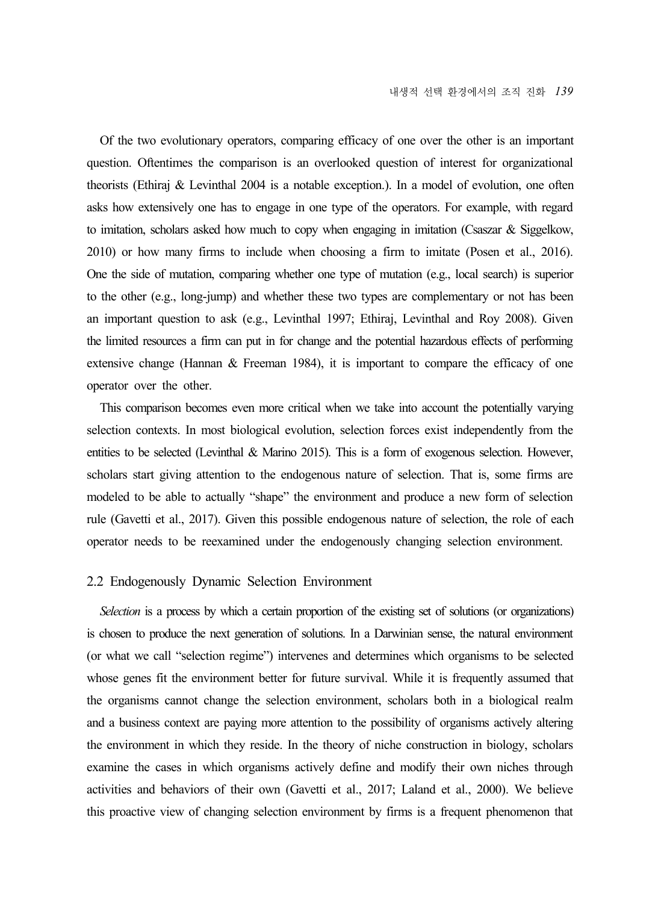Of the two evolutionary operators, comparing efficacy of one over the other is an important question. Oftentimes the comparison is an overlooked question of interest for organizational theorists (Ethiraj & Levinthal 2004 is a notable exception.). In a model of evolution, one often asks how extensively one has to engage in one type of the operators. For example, with regard to imitation, scholars asked how much to copy when engaging in imitation (Csaszar & Siggelkow, 2010) or how many firms to include when choosing a firm to imitate (Posen et al., 2016). One the side of mutation, comparing whether one type of mutation (e.g., local search) is superior to the other (e.g., long-jump) and whether these two types are complementary or not has been an important question to ask (e.g., Levinthal 1997; Ethiraj, Levinthal and Roy 2008). Given the limited resources a firm can put in for change and the potential hazardous effects of performing extensive change (Hannan & Freeman 1984), it is important to compare the efficacy of one operator over the other.

This comparison becomes even more critical when we take into account the potentially varying selection contexts. In most biological evolution, selection forces exist independently from the entities to be selected (Levinthal & Marino 2015). This is a form of exogenous selection. However, scholars start giving attention to the endogenous nature of selection. That is, some firms are modeled to be able to actually "shape" the environment and produce a new form of selection rule (Gavetti et al., 2017). Given this possible endogenous nature of selection, the role of each operator needs to be reexamined under the endogenously changing selection environment.

## 2.2 Endogenously Dynamic Selection Environment

*Selection* is a process by which a certain proportion of the existing set of solutions (or organizations) is chosen to produce the next generation of solutions. In a Darwinian sense, the natural environment (or what we call "selection regime") intervenes and determines which organisms to be selected whose genes fit the environment better for future survival. While it is frequently assumed that the organisms cannot change the selection environment, scholars both in a biological realm and a business context are paying more attention to the possibility of organisms actively altering the environment in which they reside. In the theory of niche construction in biology, scholars examine the cases in which organisms actively define and modify their own niches through activities and behaviors of their own (Gavetti et al., 2017; Laland et al., 2000). We believe this proactive view of changing selection environment by firms is a frequent phenomenon that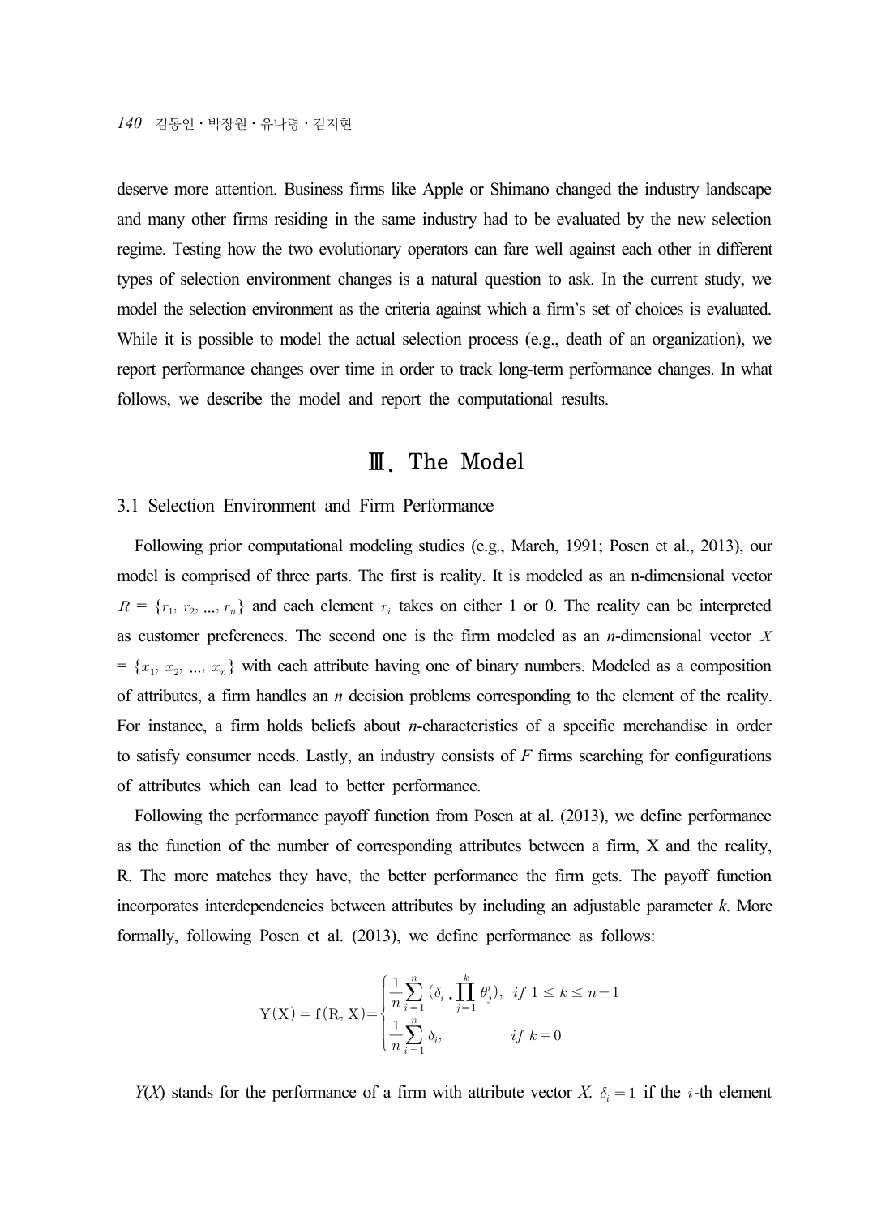deserve more attention. Business firms like Apple or Shimano changed the industry landscape and many other firms residing in the same industry had to be evaluated by the new selection regime. Testing how the two evolutionary operators can fare well against each other in different types of selection environment changes is a natural question to ask. In the current study, we model the selection environment as the criteria against which a firm's set of choices is evaluated. While it is possible to model the actual selection process (e.g., death of an organization), we report performance changes over time in order to track long-term performance changes. In what follows, we describe the model and report the computational results.

# Ⅲ. The Model

## 3.1 Selection Environment and Firm Performance

Following prior computational modeling studies (e.g., March, 1991; Posen et al., 2013), our model is comprised of three parts. The first is reality. It is modeled as an n-dimensional vector $R = \{r_1, r_2, ..., r_n\}$ and each element $r_i$ takes on either 1 or 0. The reality can be interpreted as customer preferences. The second one is the firm modeled as an *n*-dimensional vector $X = \{x_1, x_2, ..., x_n\}$ with each attribute having one of binary numbers. Modeled as a composition of attributes, a firm handles an *n* decision problems corresponding to the element of the reality. For instance, a firm holds beliefs about *n*-characteristics of a specific merchandise in order to satisfy consumer needs. Lastly, an industry consists of *F* firms searching for configurations of attributes which can lead to better performance.

Following the performance payoff function from Posen at al. (2013), we define performance as the function of the number of corresponding attributes between a firm, X and the reality, R. The more matches they have, the better performance the firm gets. The payoff function incorporates interdependencies between attributes by including an adjustable parameter *k*. More formally, following Posen et al. (2013), we define performance as follows:

$$
\mathrm{Y(X)} = \mathrm{f(R, X)} = \begin{cases} \dfrac{1}{n}\displaystyle\sum_{i=1}^{n} \left(\delta_i \cdot \prod_{j=1}^{k} \theta_j^i\right), & if\ 1 \le k \le n-1 \\ \dfrac{1}{n}\displaystyle\sum_{i=1}^{n} \delta_i, & if\ k = 0 \end{cases}
$$

*Y*(*X*) stands for the performance of a firm with attribute vector *X*. $\delta_i = 1$ if the $i$-th element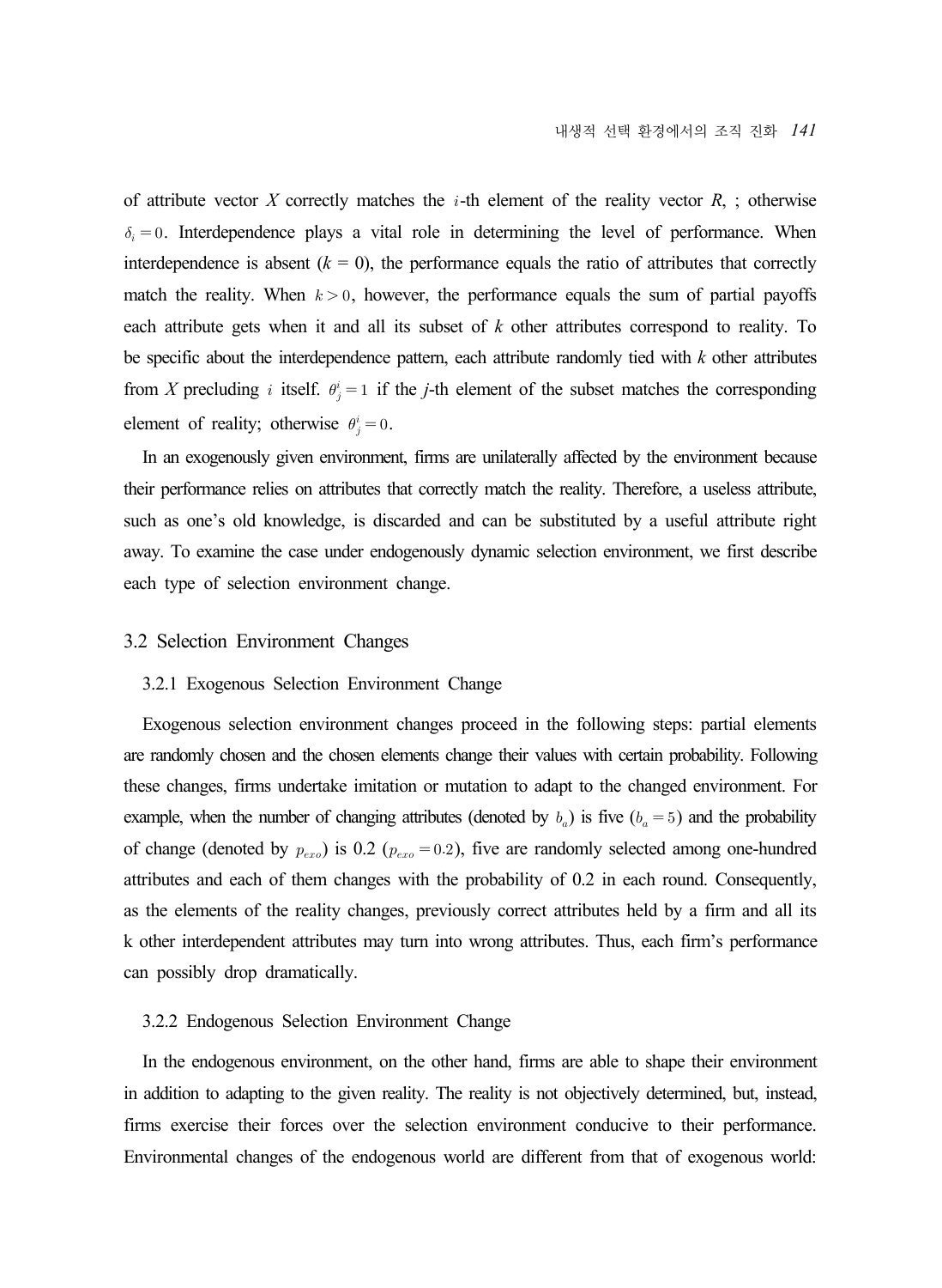of attribute vector $X$ correctly matches the $i$-th element of the reality vector $R$, ; otherwise $\delta_i = 0$. Interdependence plays a vital role in determining the level of performance. When interdependence is absent ($k$ = 0), the performance equals the ratio of attributes that correctly match the reality. When $k > 0$, however, the performance equals the sum of partial payoffs each attribute gets when it and all its subset of $k$ other attributes correspond to reality. To be specific about the interdependence pattern, each attribute randomly tied with $k$ other attributes from $X$ precluding $i$ itself. $\theta^i_j = 1$ if the $j$-th element of the subset matches the corresponding element of reality; otherwise $\theta^i_j = 0$.

In an exogenously given environment, firms are unilaterally affected by the environment because their performance relies on attributes that correctly match the reality. Therefore, a useless attribute, such as one's old knowledge, is discarded and can be substituted by a useful attribute right away. To examine the case under endogenously dynamic selection environment, we first describe each type of selection environment change.

## 3.2 Selection Environment Changes

### 3.2.1 Exogenous Selection Environment Change

Exogenous selection environment changes proceed in the following steps: partial elements are randomly chosen and the chosen elements change their values with certain probability. Following these changes, firms undertake imitation or mutation to adapt to the changed environment. For example, when the number of changing attributes (denoted by $b_a$) is five ($b_a = 5$) and the probability of change (denoted by $p_{exo}$) is 0.2 ($p_{exo} = 0.2$), five are randomly selected among one-hundred attributes and each of them changes with the probability of 0.2 in each round. Consequently, as the elements of the reality changes, previously correct attributes held by a firm and all its k other interdependent attributes may turn into wrong attributes. Thus, each firm's performance can possibly drop dramatically.

### 3.2.2 Endogenous Selection Environment Change

In the endogenous environment, on the other hand, firms are able to shape their environment in addition to adapting to the given reality. The reality is not objectively determined, but, instead, firms exercise their forces over the selection environment conducive to their performance. Environmental changes of the endogenous world are different from that of exogenous world: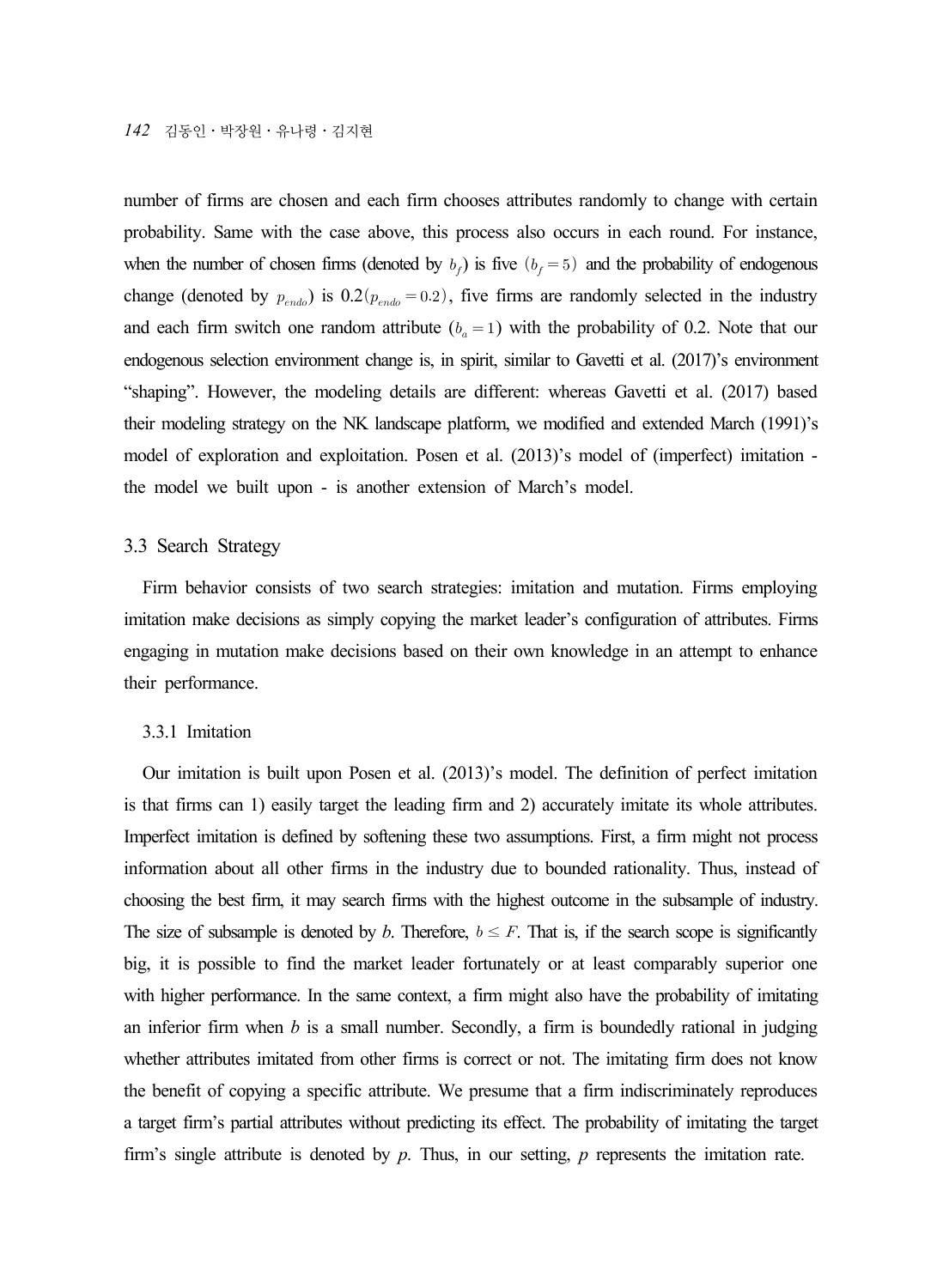number of firms are chosen and each firm chooses attributes randomly to change with certain probability. Same with the case above, this process also occurs in each round. For instance, when the number of chosen firms (denoted by $b_f$) is five $(b_f = 5)$ and the probability of endogenous change (denoted by $p_{endo}$) is 0.2$(p_{endo} = 0.2)$, five firms are randomly selected in the industry and each firm switch one random attribute $(b_a = 1)$ with the probability of 0.2. Note that our endogenous selection environment change is, in spirit, similar to Gavetti et al. (2017)'s environment "shaping". However, the modeling details are different: whereas Gavetti et al. (2017) based their modeling strategy on the NK landscape platform, we modified and extended March (1991)'s model of exploration and exploitation. Posen et al. (2013)'s model of (imperfect) imitation - the model we built upon - is another extension of March's model.

### 3.3 Search Strategy

Firm behavior consists of two search strategies: imitation and mutation. Firms employing imitation make decisions as simply copying the market leader's configuration of attributes. Firms engaging in mutation make decisions based on their own knowledge in an attempt to enhance their performance.

#### 3.3.1 Imitation

Our imitation is built upon Posen et al. (2013)'s model. The definition of perfect imitation is that firms can 1) easily target the leading firm and 2) accurately imitate its whole attributes. Imperfect imitation is defined by softening these two assumptions. First, a firm might not process information about all other firms in the industry due to bounded rationality. Thus, instead of choosing the best firm, it may search firms with the highest outcome in the subsample of industry. The size of subsample is denoted by *b*. Therefore, $b \le F$. That is, if the search scope is significantly big, it is possible to find the market leader fortunately or at least comparably superior one with higher performance. In the same context, a firm might also have the probability of imitating an inferior firm when *b* is a small number. Secondly, a firm is boundedly rational in judging whether attributes imitated from other firms is correct or not. The imitating firm does not know the benefit of copying a specific attribute. We presume that a firm indiscriminately reproduces a target firm's partial attributes without predicting its effect. The probability of imitating the target firm's single attribute is denoted by *p*. Thus, in our setting, *p* represents the imitation rate.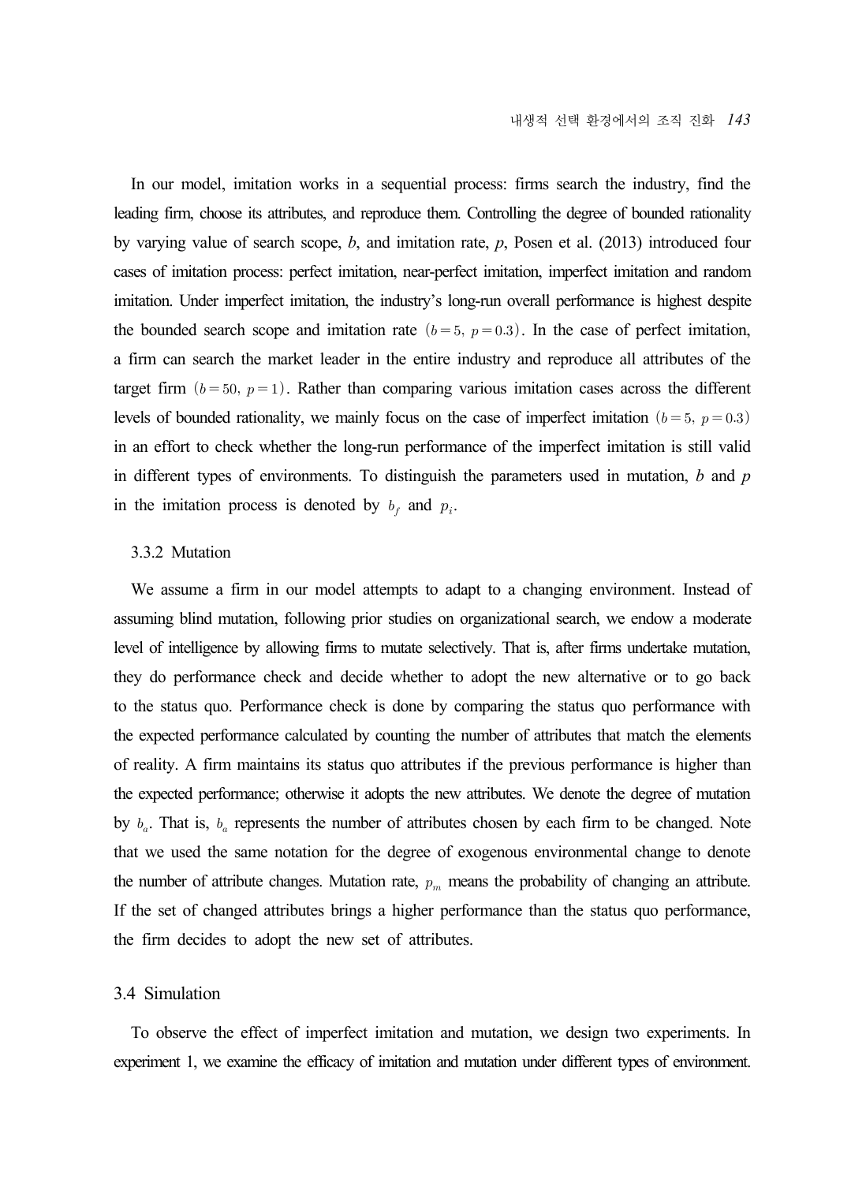In our model, imitation works in a sequential process: firms search the industry, find the leading firm, choose its attributes, and reproduce them. Controlling the degree of bounded rationality by varying value of search scope, *b*, and imitation rate, *p*, Posen et al. (2013) introduced four cases of imitation process: perfect imitation, near-perfect imitation, imperfect imitation and random imitation. Under imperfect imitation, the industry's long-run overall performance is highest despite the bounded search scope and imitation rate $(b=5,\ p=0.3)$. In the case of perfect imitation, a firm can search the market leader in the entire industry and reproduce all attributes of the target firm $(b=50,\ p=1)$. Rather than comparing various imitation cases across the different levels of bounded rationality, we mainly focus on the case of imperfect imitation $(b=5,\ p=0.3)$ in an effort to check whether the long-run performance of the imperfect imitation is still valid in different types of environments. To distinguish the parameters used in mutation, *b* and *p* in the imitation process is denoted by $b_f$ and $p_i$.

### 3.3.2 Mutation

We assume a firm in our model attempts to adapt to a changing environment. Instead of assuming blind mutation, following prior studies on organizational search, we endow a moderate level of intelligence by allowing firms to mutate selectively. That is, after firms undertake mutation, they do performance check and decide whether to adopt the new alternative or to go back to the status quo. Performance check is done by comparing the status quo performance with the expected performance calculated by counting the number of attributes that match the elements of reality. A firm maintains its status quo attributes if the previous performance is higher than the expected performance; otherwise it adopts the new attributes. We denote the degree of mutation by $b_a$. That is, $b_a$ represents the number of attributes chosen by each firm to be changed. Note that we used the same notation for the degree of exogenous environmental change to denote the number of attribute changes. Mutation rate, $p_m$ means the probability of changing an attribute. If the set of changed attributes brings a higher performance than the status quo performance, the firm decides to adopt the new set of attributes.

## 3.4 Simulation

To observe the effect of imperfect imitation and mutation, we design two experiments. In experiment 1, we examine the efficacy of imitation and mutation under different types of environment.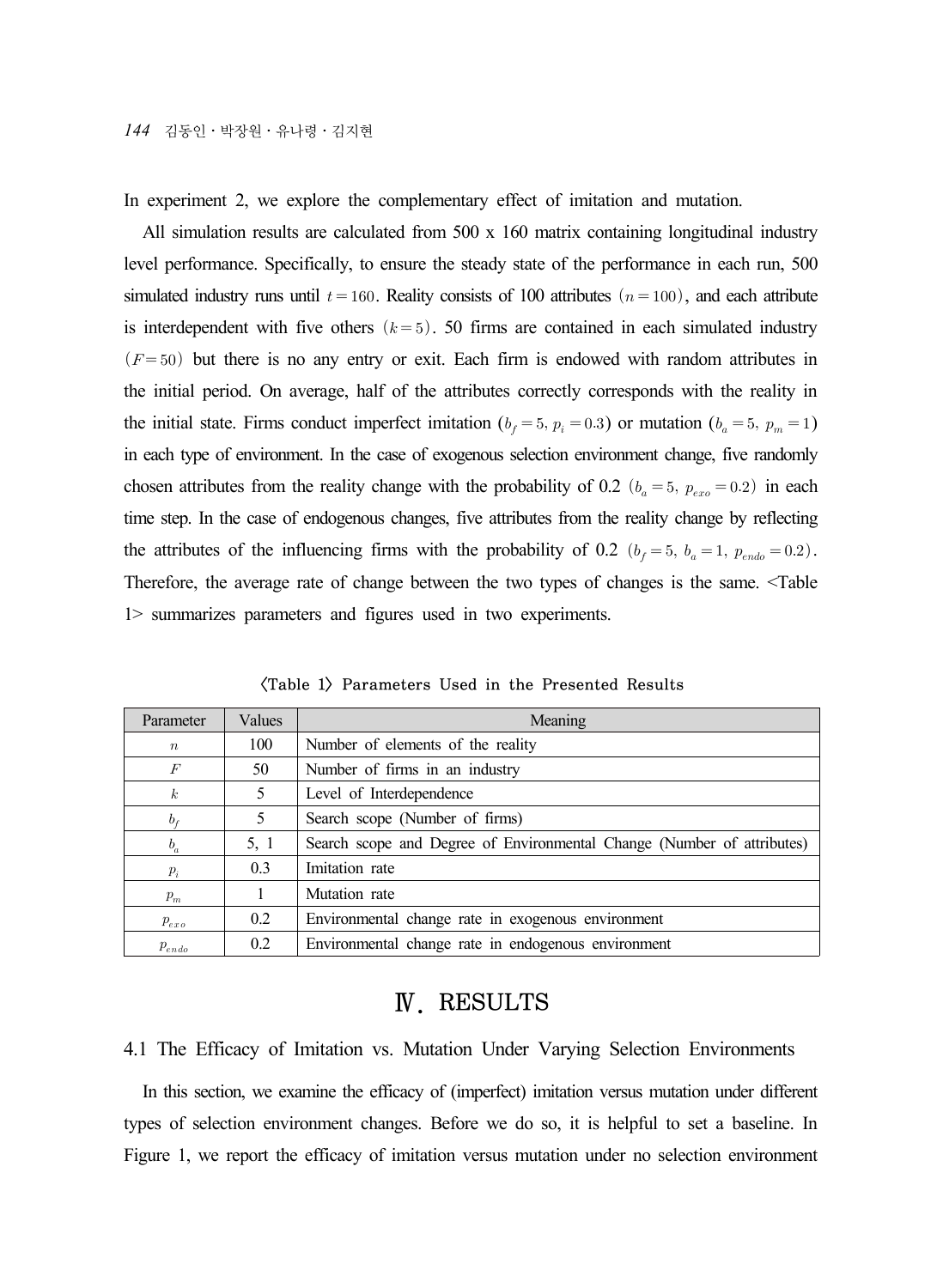In experiment 2, we explore the complementary effect of imitation and mutation.

All simulation results are calculated from 500 x 160 matrix containing longitudinal industry level performance. Specifically, to ensure the steady state of the performance in each run, 500 simulated industry runs until $t=160$. Reality consists of 100 attributes $(n=100)$, and each attribute is interdependent with five others $(k=5)$. 50 firms are contained in each simulated industry $(F=50)$ but there is no any entry or exit. Each firm is endowed with random attributes in the initial period. On average, half of the attributes correctly corresponds with the reality in the initial state. Firms conduct imperfect imitation ($b_f=5,\ p_i=0.3$) or mutation ($b_a=5,\ p_m=1$) in each type of environment. In the case of exogenous selection environment change, five randomly chosen attributes from the reality change with the probability of 0.2 $(b_a=5,\ p_{exo}=0.2)$ in each time step. In the case of endogenous changes, five attributes from the reality change by reflecting the attributes of the influencing firms with the probability of 0.2 $(b_f=5,\ b_a=1,\ p_{endo}=0.2)$. Therefore, the average rate of change between the two types of changes is the same. <Table 1> summarizes parameters and figures used in two experiments.

〈Table 1〉 Parameters Used in the Presented Results

| Parameter | Values | Meaning |
|---|---|---|
| $n$ | 100 | Number of elements of the reality |
| $F$ | 50 | Number of firms in an industry |
| $k$ | 5 | Level of Interdependence |
| $b_f$ | 5 | Search scope (Number of firms) |
| $b_a$ | 5, 1 | Search scope and Degree of Environmental Change (Number of attributes) |
| $p_i$ | 0.3 | Imitation rate |
| $p_m$ | 1 | Mutation rate |
| $p_{exo}$ | 0.2 | Environmental change rate in exogenous environment |
| $p_{endo}$ | 0.2 | Environmental change rate in endogenous environment |

# Ⅳ. RESULTS

## 4.1 The Efficacy of Imitation vs. Mutation Under Varying Selection Environments

In this section, we examine the efficacy of (imperfect) imitation versus mutation under different types of selection environment changes. Before we do so, it is helpful to set a baseline. In Figure 1, we report the efficacy of imitation versus mutation under no selection environment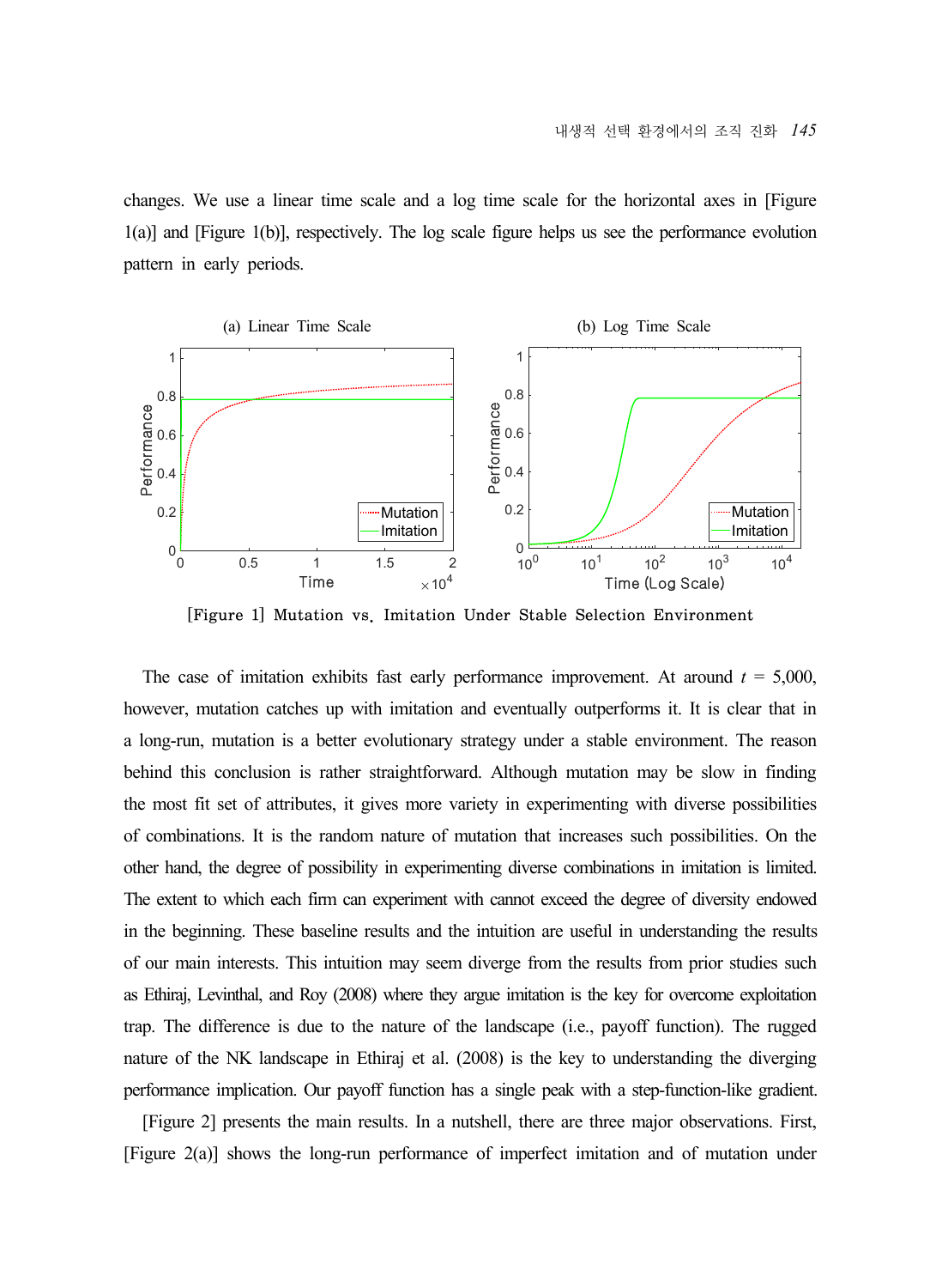changes. We use a linear time scale and a log time scale for the horizontal axes in [Figure 1(a)] and [Figure 1(b)], respectively. The log scale figure helps us see the performance evolution pattern in early periods.

[Figure 1] Mutation vs. Imitation Under Stable Selection Environment

The case of imitation exhibits fast early performance improvement. At around $t$ = 5,000, however, mutation catches up with imitation and eventually outperforms it. It is clear that in a long-run, mutation is a better evolutionary strategy under a stable environment. The reason behind this conclusion is rather straightforward. Although mutation may be slow in finding the most fit set of attributes, it gives more variety in experimenting with diverse possibilities of combinations. It is the random nature of mutation that increases such possibilities. On the other hand, the degree of possibility in experimenting diverse combinations in imitation is limited. The extent to which each firm can experiment with cannot exceed the degree of diversity endowed in the beginning. These baseline results and the intuition are useful in understanding the results of our main interests. This intuition may seem diverge from the results from prior studies such as Ethiraj, Levinthal, and Roy (2008) where they argue imitation is the key for overcome exploitation trap. The difference is due to the nature of the landscape (i.e., payoff function). The rugged nature of the NK landscape in Ethiraj et al. (2008) is the key to understanding the diverging performance implication. Our payoff function has a single peak with a step-function-like gradient.

[Figure 2] presents the main results. In a nutshell, there are three major observations. First, [Figure 2(a)] shows the long-run performance of imperfect imitation and of mutation under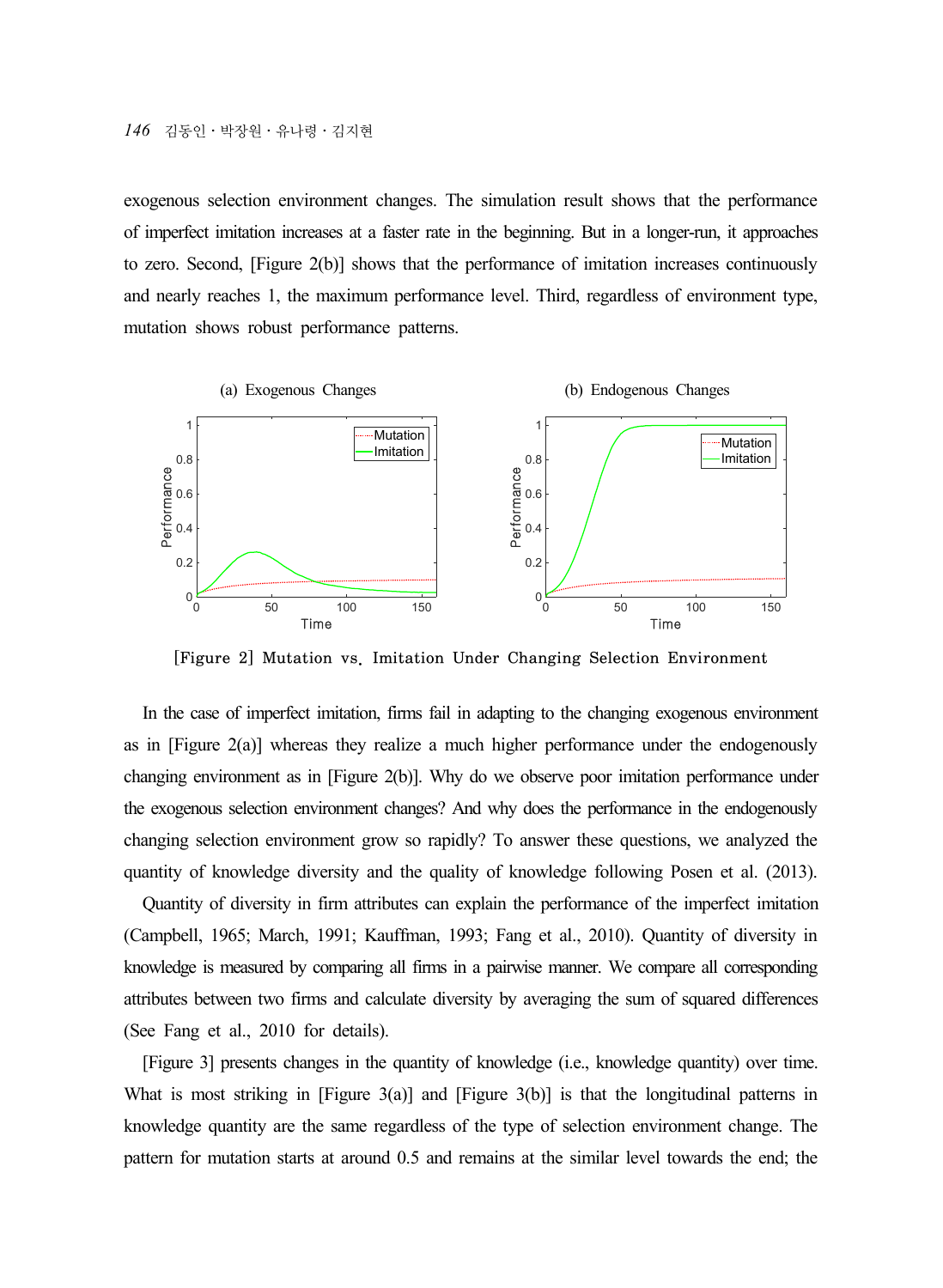exogenous selection environment changes. The simulation result shows that the performance of imperfect imitation increases at a faster rate in the beginning. But in a longer-run, it approaches to zero. Second, [Figure 2(b)] shows that the performance of imitation increases continuously and nearly reaches 1, the maximum performance level. Third, regardless of environment type, mutation shows robust performance patterns.

[Figure 2] Mutation vs. Imitation Under Changing Selection Environment

In the case of imperfect imitation, firms fail in adapting to the changing exogenous environment as in [Figure 2(a)] whereas they realize a much higher performance under the endogenously changing environment as in [Figure 2(b)]. Why do we observe poor imitation performance under the exogenous selection environment changes? And why does the performance in the endogenously changing selection environment grow so rapidly? To answer these questions, we analyzed the quantity of knowledge diversity and the quality of knowledge following Posen et al. (2013).

Quantity of diversity in firm attributes can explain the performance of the imperfect imitation (Campbell, 1965; March, 1991; Kauffman, 1993; Fang et al., 2010). Quantity of diversity in knowledge is measured by comparing all firms in a pairwise manner. We compare all corresponding attributes between two firms and calculate diversity by averaging the sum of squared differences (See Fang et al., 2010 for details).

[Figure 3] presents changes in the quantity of knowledge (i.e., knowledge quantity) over time. What is most striking in [Figure 3(a)] and [Figure 3(b)] is that the longitudinal patterns in knowledge quantity are the same regardless of the type of selection environment change. The pattern for mutation starts at around 0.5 and remains at the similar level towards the end; the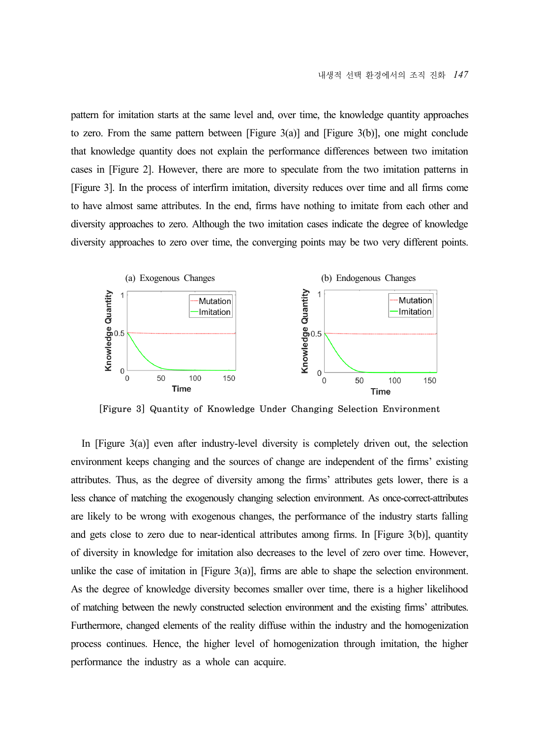pattern for imitation starts at the same level and, over time, the knowledge quantity approaches to zero. From the same pattern between [Figure 3(a)] and [Figure 3(b)], one might conclude that knowledge quantity does not explain the performance differences between two imitation cases in [Figure 2]. However, there are more to speculate from the two imitation patterns in [Figure 3]. In the process of interfirm imitation, diversity reduces over time and all firms come to have almost same attributes. In the end, firms have nothing to imitate from each other and diversity approaches to zero. Although the two imitation cases indicate the degree of knowledge diversity approaches to zero over time, the converging points may be two very different points.

[Figure 3] Quantity of Knowledge Under Changing Selection Environment

In [Figure 3(a)] even after industry-level diversity is completely driven out, the selection environment keeps changing and the sources of change are independent of the firms' existing attributes. Thus, as the degree of diversity among the firms' attributes gets lower, there is a less chance of matching the exogenously changing selection environment. As once-correct-attributes are likely to be wrong with exogenous changes, the performance of the industry starts falling and gets close to zero due to near-identical attributes among firms. In [Figure 3(b)], quantity of diversity in knowledge for imitation also decreases to the level of zero over time. However, unlike the case of imitation in [Figure 3(a)], firms are able to shape the selection environment. As the degree of knowledge diversity becomes smaller over time, there is a higher likelihood of matching between the newly constructed selection environment and the existing firms' attributes. Furthermore, changed elements of the reality diffuse within the industry and the homogenization process continues. Hence, the higher level of homogenization through imitation, the higher performance the industry as a whole can acquire.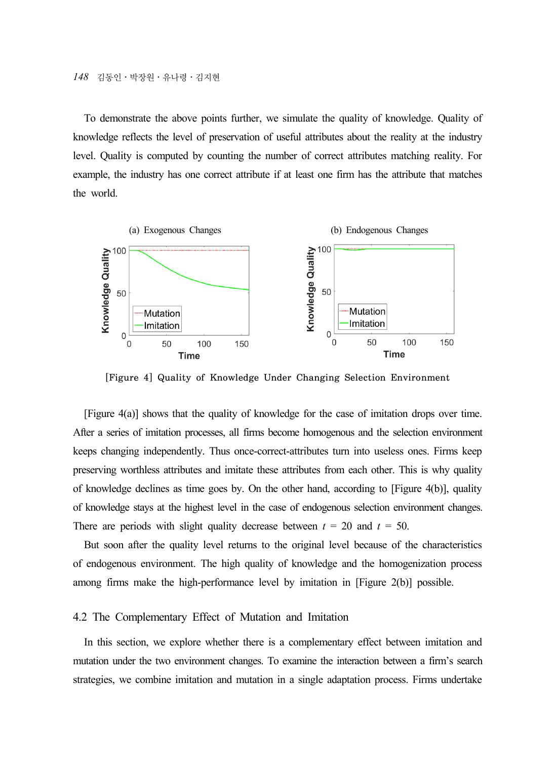To demonstrate the above points further, we simulate the quality of knowledge. Quality of knowledge reflects the level of preservation of useful attributes about the reality at the industry level. Quality is computed by counting the number of correct attributes matching reality. For example, the industry has one correct attribute if at least one firm has the attribute that matches the world.

[Figure 4] Quality of Knowledge Under Changing Selection Environment

[Figure 4(a)] shows that the quality of knowledge for the case of imitation drops over time. After a series of imitation processes, all firms become homogenous and the selection environment keeps changing independently. Thus once-correct-attributes turn into useless ones. Firms keep preserving worthless attributes and imitate these attributes from each other. This is why quality of knowledge declines as time goes by. On the other hand, according to [Figure 4(b)], quality of knowledge stays at the highest level in the case of endogenous selection environment changes. There are periods with slight quality decrease between $t$ = 20 and $t$ = 50.

But soon after the quality level returns to the original level because of the characteristics of endogenous environment. The high quality of knowledge and the homogenization process among firms make the high-performance level by imitation in [Figure 2(b)] possible.

### 4.2 The Complementary Effect of Mutation and Imitation

In this section, we explore whether there is a complementary effect between imitation and mutation under the two environment changes. To examine the interaction between a firm's search strategies, we combine imitation and mutation in a single adaptation process. Firms undertake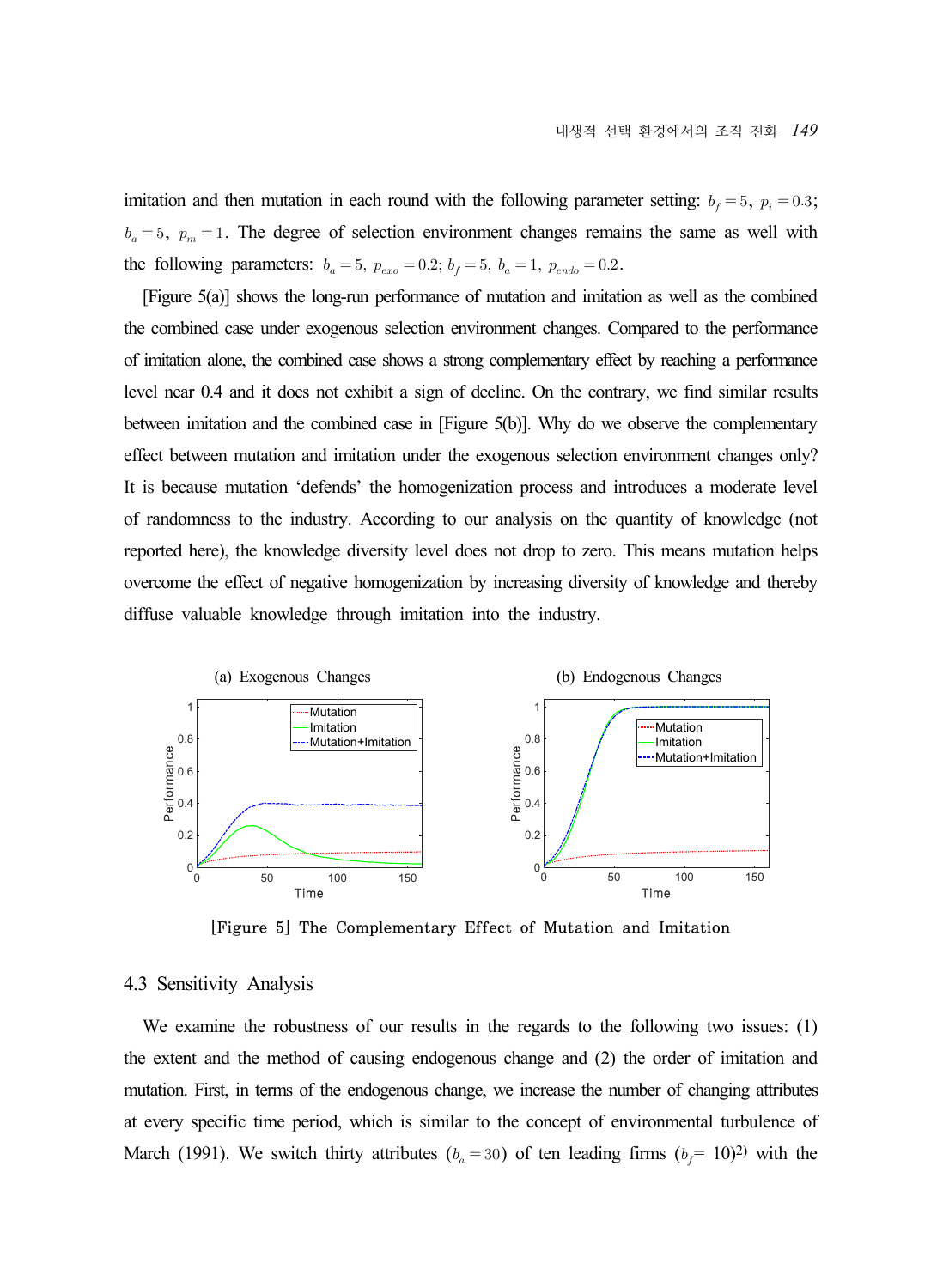imitation and then mutation in each round with the following parameter setting: $b_f = 5,\ p_i = 0.3$; $b_a = 5,\ p_m = 1$. The degree of selection environment changes remains the same as well with the following parameters: $b_a = 5,\ p_{exo} = 0.2$; $b_f = 5,\ b_a = 1,\ p_{endo} = 0.2$.

[Figure 5(a)] shows the long-run performance of mutation and imitation as well as the combined the combined case under exogenous selection environment changes. Compared to the performance of imitation alone, the combined case shows a strong complementary effect by reaching a performance level near 0.4 and it does not exhibit a sign of decline. On the contrary, we find similar results between imitation and the combined case in [Figure 5(b)]. Why do we observe the complementary effect between mutation and imitation under the exogenous selection environment changes only? It is because mutation 'defends' the homogenization process and introduces a moderate level of randomness to the industry. According to our analysis on the quantity of knowledge (not reported here), the knowledge diversity level does not drop to zero. This means mutation helps overcome the effect of negative homogenization by increasing diversity of knowledge and thereby diffuse valuable knowledge through imitation into the industry.

[Figure 5] The Complementary Effect of Mutation and Imitation

## 4.3 Sensitivity Analysis

We examine the robustness of our results in the regards to the following two issues: (1) the extent and the method of causing endogenous change and (2) the order of imitation and mutation. First, in terms of the endogenous change, we increase the number of changing attributes at every specific time period, which is similar to the concept of environmental turbulence of March (1991). We switch thirty attributes ($b_a = 30$) of ten leading firms ($b_f$= 10)[2] with the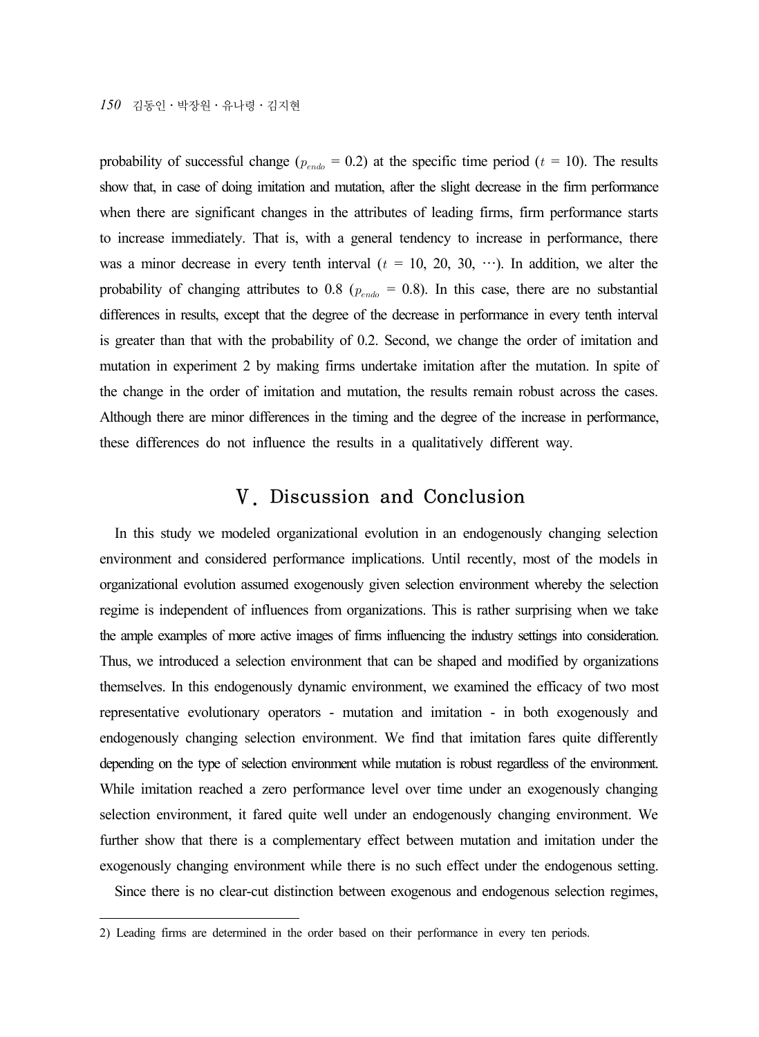probability of successful change ($p_{endo}$ = 0.2) at the specific time period ($t$ = 10). The results show that, in case of doing imitation and mutation, after the slight decrease in the firm performance when there are significant changes in the attributes of leading firms, firm performance starts to increase immediately. That is, with a general tendency to increase in performance, there was a minor decrease in every tenth interval ($t$ = 10, 20, 30, ⋯). In addition, we alter the probability of changing attributes to 0.8 ($p_{endo}$ = 0.8). In this case, there are no substantial differences in results, except that the degree of the decrease in performance in every tenth interval is greater than that with the probability of 0.2. Second, we change the order of imitation and mutation in experiment 2 by making firms undertake imitation after the mutation. In spite of the change in the order of imitation and mutation, the results remain robust across the cases. Although there are minor differences in the timing and the degree of the increase in performance, these differences do not influence the results in a qualitatively different way.

## Ⅴ. Discussion and Conclusion

In this study we modeled organizational evolution in an endogenously changing selection environment and considered performance implications. Until recently, most of the models in organizational evolution assumed exogenously given selection environment whereby the selection regime is independent of influences from organizations. This is rather surprising when we take the ample examples of more active images of firms influencing the industry settings into consideration. Thus, we introduced a selection environment that can be shaped and modified by organizations themselves. In this endogenously dynamic environment, we examined the efficacy of two most representative evolutionary operators - mutation and imitation - in both exogenously and endogenously changing selection environment. We find that imitation fares quite differently depending on the type of selection environment while mutation is robust regardless of the environment. While imitation reached a zero performance level over time under an exogenously changing selection environment, it fared quite well under an endogenously changing environment. We further show that there is a complementary effect between mutation and imitation under the exogenously changing environment while there is no such effect under the endogenous setting.

Since there is no clear-cut distinction between exogenous and endogenous selection regimes,

---

2) Leading firms are determined in the order based on their performance in every ten periods.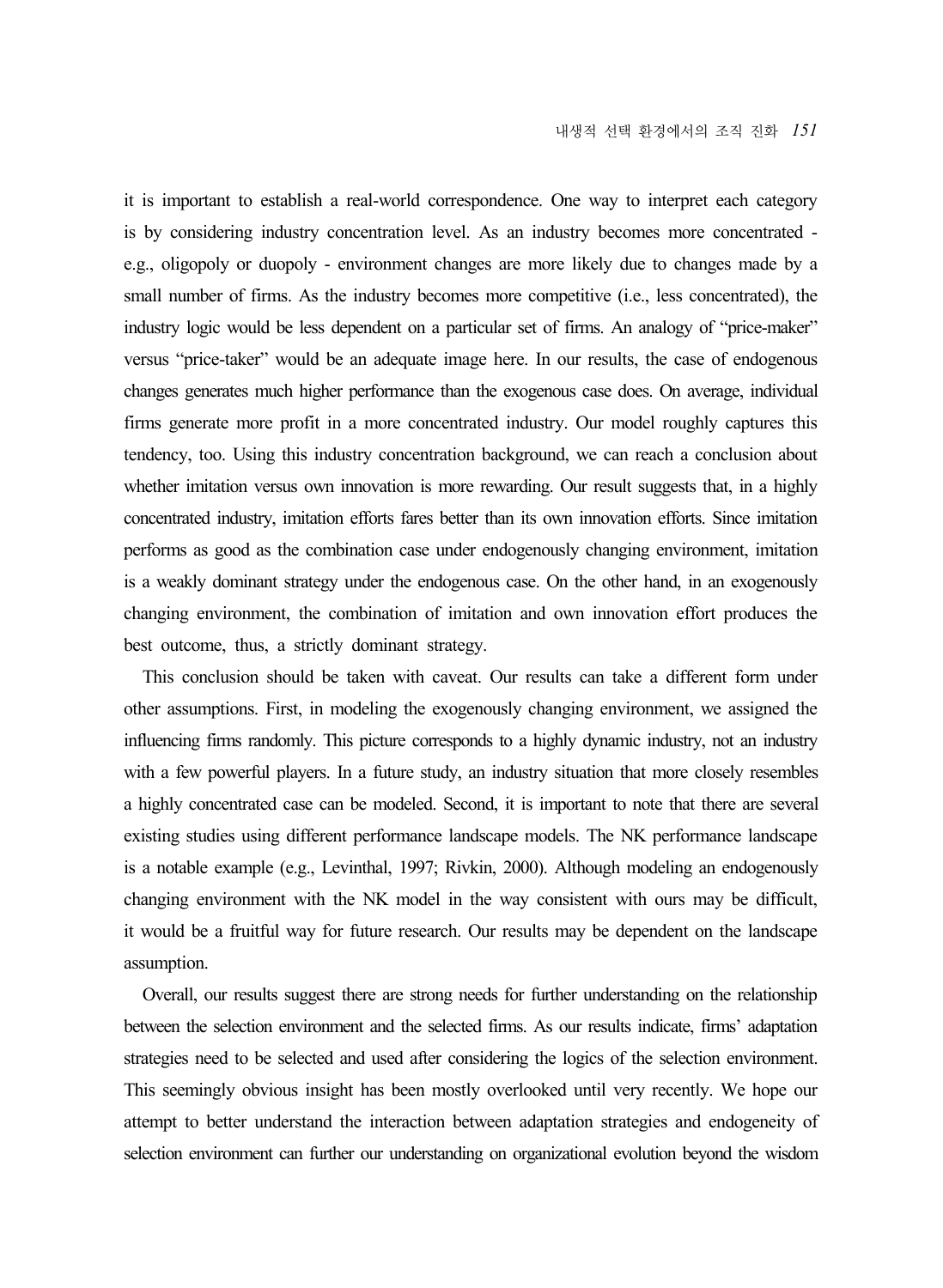it is important to establish a real-world correspondence. One way to interpret each category is by considering industry concentration level. As an industry becomes more concentrated - e.g., oligopoly or duopoly - environment changes are more likely due to changes made by a small number of firms. As the industry becomes more competitive (i.e., less concentrated), the industry logic would be less dependent on a particular set of firms. An analogy of "price-maker" versus "price-taker" would be an adequate image here. In our results, the case of endogenous changes generates much higher performance than the exogenous case does. On average, individual firms generate more profit in a more concentrated industry. Our model roughly captures this tendency, too. Using this industry concentration background, we can reach a conclusion about whether imitation versus own innovation is more rewarding. Our result suggests that, in a highly concentrated industry, imitation efforts fares better than its own innovation efforts. Since imitation performs as good as the combination case under endogenously changing environment, imitation is a weakly dominant strategy under the endogenous case. On the other hand, in an exogenously changing environment, the combination of imitation and own innovation effort produces the best outcome, thus, a strictly dominant strategy.

This conclusion should be taken with caveat. Our results can take a different form under other assumptions. First, in modeling the exogenously changing environment, we assigned the influencing firms randomly. This picture corresponds to a highly dynamic industry, not an industry with a few powerful players. In a future study, an industry situation that more closely resembles a highly concentrated case can be modeled. Second, it is important to note that there are several existing studies using different performance landscape models. The NK performance landscape is a notable example (e.g., Levinthal, 1997; Rivkin, 2000). Although modeling an endogenously changing environment with the NK model in the way consistent with ours may be difficult, it would be a fruitful way for future research. Our results may be dependent on the landscape assumption.

Overall, our results suggest there are strong needs for further understanding on the relationship between the selection environment and the selected firms. As our results indicate, firms' adaptation strategies need to be selected and used after considering the logics of the selection environment. This seemingly obvious insight has been mostly overlooked until very recently. We hope our attempt to better understand the interaction between adaptation strategies and endogeneity of selection environment can further our understanding on organizational evolution beyond the wisdom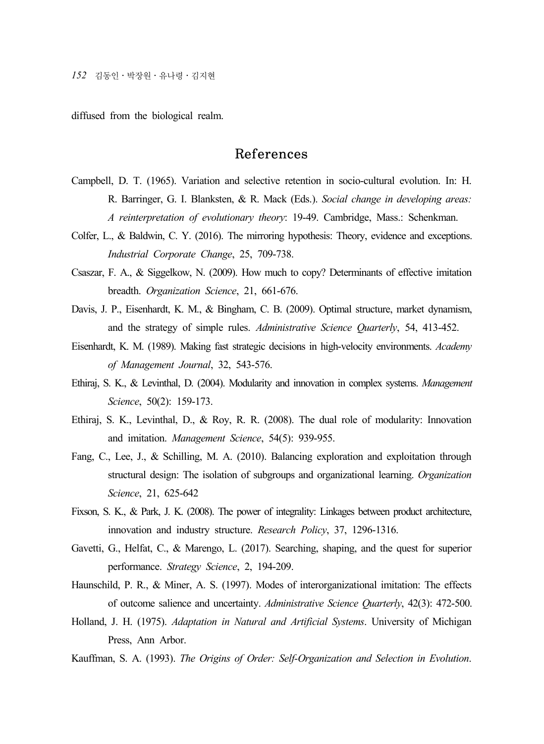diffused from the biological realm.

## References

Campbell, D. T. (1965). Variation and selective retention in socio-cultural evolution. In: H. R. Barringer, G. I. Blanksten, & R. Mack (Eds.). *Social change in developing areas: A reinterpretation of evolutionary theory*: 19-49. Cambridge, Mass.: Schenkman.

Colfer, L., & Baldwin, C. Y. (2016). The mirroring hypothesis: Theory, evidence and exceptions. *Industrial Corporate Change*, 25, 709-738.

Csaszar, F. A., & Siggelkow, N. (2009). How much to copy? Determinants of effective imitation breadth. *Organization Science*, 21, 661-676.

Davis, J. P., Eisenhardt, K. M., & Bingham, C. B. (2009). Optimal structure, market dynamism, and the strategy of simple rules. *Administrative Science Quarterly*, 54, 413-452.

Eisenhardt, K. M. (1989). Making fast strategic decisions in high-velocity environments. *Academy of Management Journal*, 32, 543-576.

Ethiraj, S. K., & Levinthal, D. (2004). Modularity and innovation in complex systems. *Management Science*, 50(2): 159-173.

Ethiraj, S. K., Levinthal, D., & Roy, R. R. (2008). The dual role of modularity: Innovation and imitation. *Management Science*, 54(5): 939-955.

Fang, C., Lee, J., & Schilling, M. A. (2010). Balancing exploration and exploitation through structural design: The isolation of subgroups and organizational learning. *Organization Science*, 21, 625-642

Fixson, S. K., & Park, J. K. (2008). The power of integrality: Linkages between product architecture, innovation and industry structure. *Research Policy*, 37, 1296-1316.

Gavetti, G., Helfat, C., & Marengo, L. (2017). Searching, shaping, and the quest for superior performance. *Strategy Science*, 2, 194-209.

Haunschild, P. R., & Miner, A. S. (1997). Modes of interorganizational imitation: The effects of outcome salience and uncertainty. *Administrative Science Quarterly*, 42(3): 472-500.

Holland, J. H. (1975). *Adaptation in Natural and Artificial Systems*. University of Michigan Press, Ann Arbor.

Kauffman, S. A. (1993). *The Origins of Order: Self-Organization and Selection in Evolution*.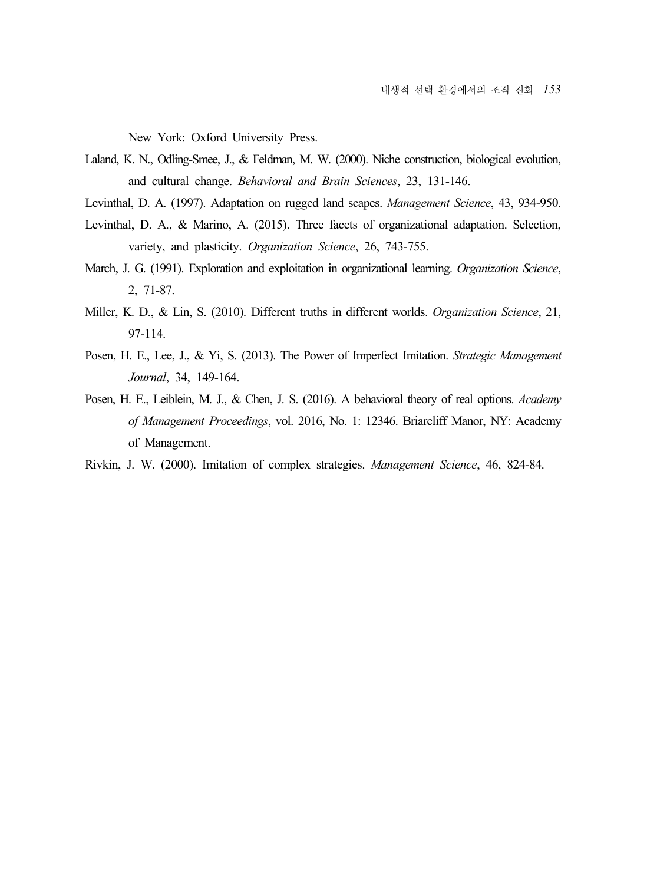New York: Oxford University Press.

Laland, K. N., Odling-Smee, J., & Feldman, M. W. (2000). Niche construction, biological evolution, and cultural change. *Behavioral and Brain Sciences*, 23, 131-146.

Levinthal, D. A. (1997). Adaptation on rugged land scapes. *Management Science*, 43, 934-950.

Levinthal, D. A., & Marino, A. (2015). Three facets of organizational adaptation. Selection, variety, and plasticity. *Organization Science*, 26, 743-755.

March, J. G. (1991). Exploration and exploitation in organizational learning. *Organization Science*, 2, 71-87.

Miller, K. D., & Lin, S. (2010). Different truths in different worlds. *Organization Science*, 21, 97-114.

Posen, H. E., Lee, J., & Yi, S. (2013). The Power of Imperfect Imitation. *Strategic Management Journal*, 34, 149-164.

Posen, H. E., Leiblein, M. J., & Chen, J. S. (2016). A behavioral theory of real options. *Academy of Management Proceedings*, vol. 2016, No. 1: 12346. Briarcliff Manor, NY: Academy of Management.

Rivkin, J. W. (2000). Imitation of complex strategies. *Management Science*, 46, 824-84.